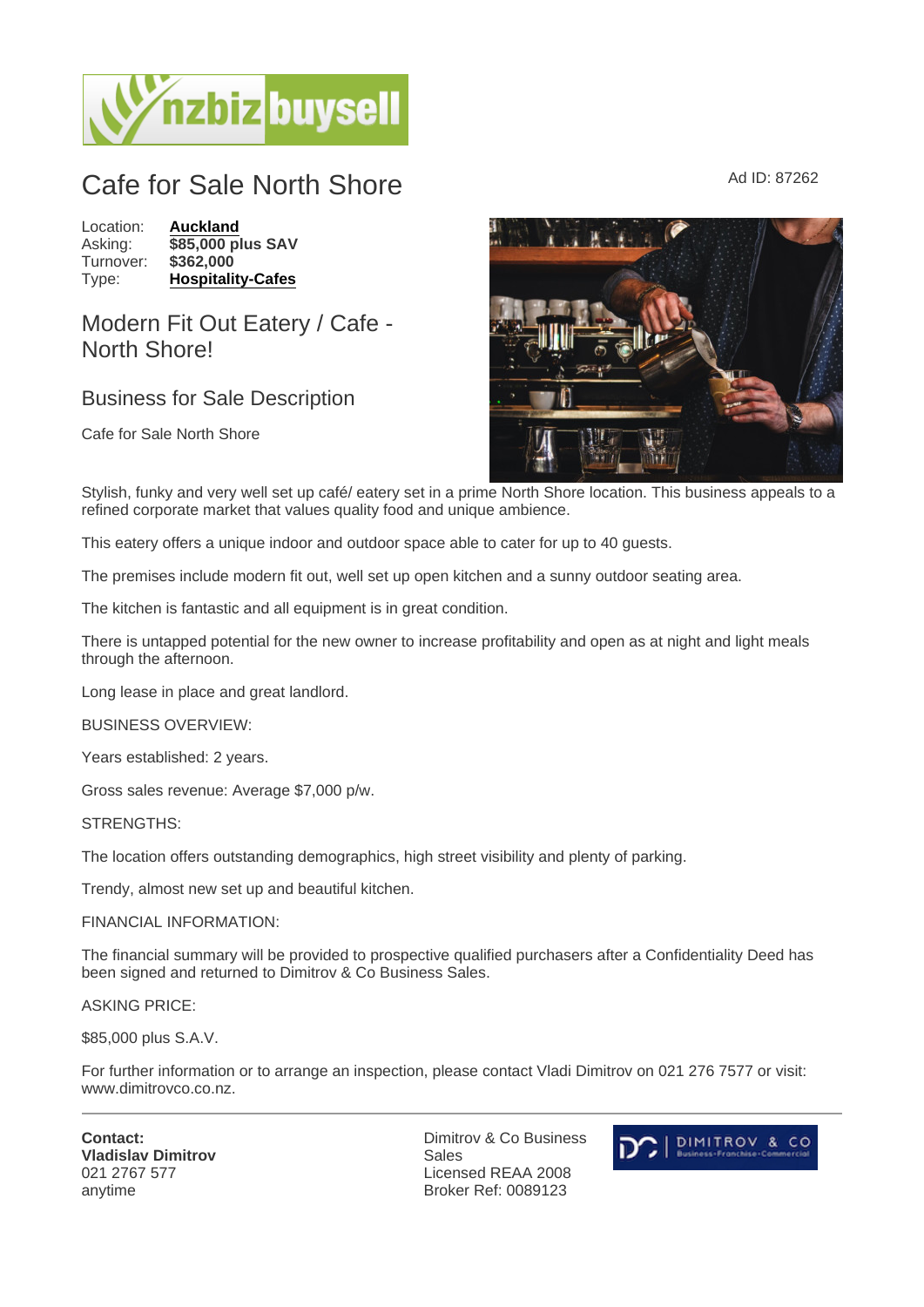# Cafe for Sale North Shore

Ad ID: 87262

| | |
|---|---|
| Location: | **Auckland** |
| Asking: | **$85,000 plus SAV** |
| Turnover: | **$362,000** |
| Type: | **Hospitality-Cafes** |

## Modern Fit Out Eatery / Cafe - North Shore!

### Business for Sale Description

Cafe for Sale North Shore

Stylish, funky and very well set up café/ eatery set in a prime North Shore location. This business appeals to a refined corporate market that values quality food and unique ambience.

This eatery offers a unique indoor and outdoor space able to cater for up to 40 guests.

The premises include modern fit out, well set up open kitchen and a sunny outdoor seating area.

The kitchen is fantastic and all equipment is in great condition.

There is untapped potential for the new owner to increase profitability and open as at night and light meals through the afternoon.

Long lease in place and great landlord.

BUSINESS OVERVIEW:

Years established: 2 years.

Gross sales revenue: Average $7,000 p/w.

STRENGTHS:

The location offers outstanding demographics, high street visibility and plenty of parking.

Trendy, almost new set up and beautiful kitchen.

FINANCIAL INFORMATION:

The financial summary will be provided to prospective qualified purchasers after a Confidentiality Deed has been signed and returned to Dimitrov & Co Business Sales.

ASKING PRICE:

$85,000 plus S.A.V.

For further information or to arrange an inspection, please contact Vladi Dimitrov on 021 276 7577 or visit: www.dimitrovco.co.nz.

---

**Contact:**
**Vladislav Dimitrov**
021 2767 577
anytime

Dimitrov & Co Business Sales
Licensed REAA 2008
Broker Ref: 0089123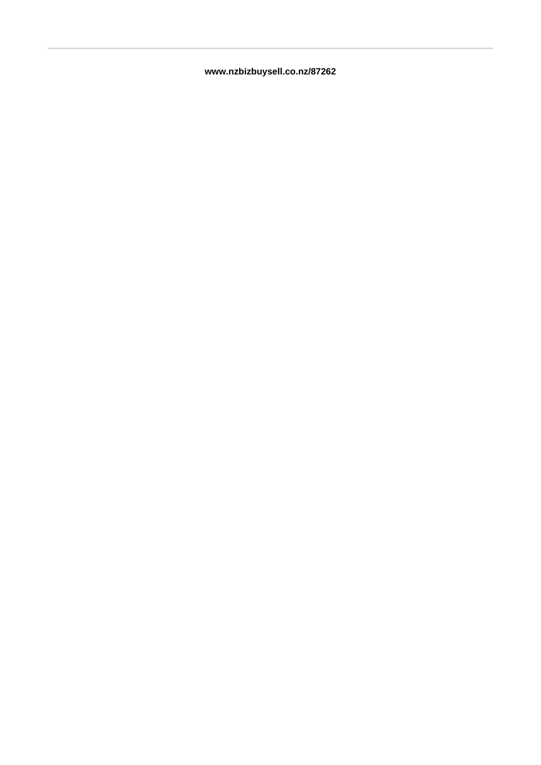**www.nzbizbuysell.co.nz/87262**